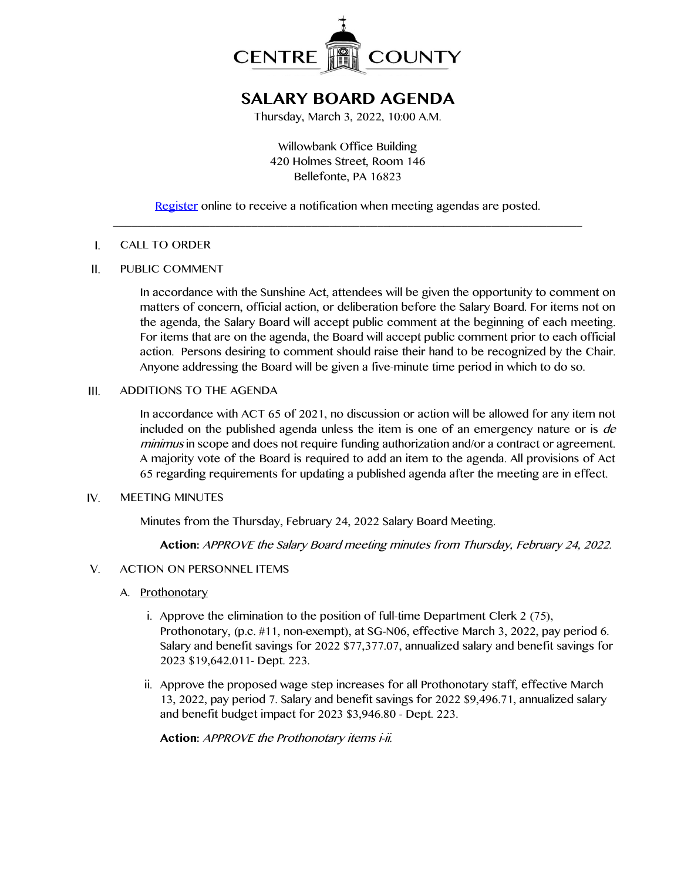CENTRE COUNTY

# SALARY BOARD AGENDA

Thursday, March 3, 2022, 10:00 A.M.

Willowbank Office Building
420 Holmes Street, Room 146
Bellefonte, PA 16823

Register online to receive a notification when meeting agendas are posted.

---

I. CALL TO ORDER

II. PUBLIC COMMENT

In accordance with the Sunshine Act, attendees will be given the opportunity to comment on matters of concern, official action, or deliberation before the Salary Board. For items not on the agenda, the Salary Board will accept public comment at the beginning of each meeting. For items that are on the agenda, the Board will accept public comment prior to each official action. Persons desiring to comment should raise their hand to be recognized by the Chair. Anyone addressing the Board will be given a five-minute time period in which to do so.

III. ADDITIONS TO THE AGENDA

In accordance with ACT 65 of 2021, no discussion or action will be allowed for any item not included on the published agenda unless the item is one of an emergency nature or is *de minimus* in scope and does not require funding authorization and/or a contract or agreement. A majority vote of the Board is required to add an item to the agenda. All provisions of Act 65 regarding requirements for updating a published agenda after the meeting are in effect.

IV. MEETING MINUTES

Minutes from the Thursday, February 24, 2022 Salary Board Meeting.

**Action:** *APPROVE the Salary Board meeting minutes from Thursday, February 24, 2022.*

V. ACTION ON PERSONNEL ITEMS

A. Prothonotary

i. Approve the elimination to the position of full-time Department Clerk 2 (75), Prothonotary, (p.c. #11, non-exempt), at SG-N06, effective March 3, 2022, pay period 6. Salary and benefit savings for 2022 $77,377.07, annualized salary and benefit savings for 2023 $19,642.011- Dept. 223.

ii. Approve the proposed wage step increases for all Prothonotary staff, effective March 13, 2022, pay period 7. Salary and benefit savings for 2022 $9,496.71, annualized salary and benefit budget impact for 2023 $3,946.80 - Dept. 223.

**Action:** *APPROVE the Prothonotary items i-ii.*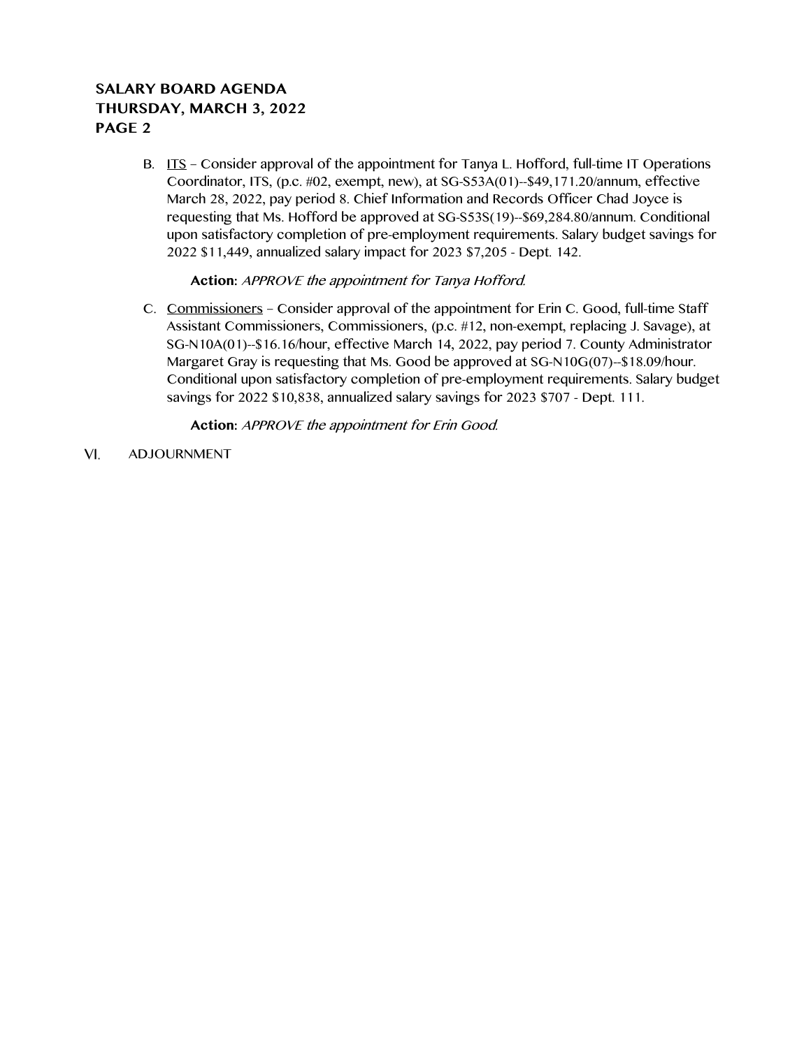B. ITS – Consider approval of the appointment for Tanya L. Hofford, full-time IT Operations Coordinator, ITS, (p.c. #02, exempt, new), at SG-S53A(01)--$49,171.20/annum, effective March 28, 2022, pay period 8. Chief Information and Records Officer Chad Joyce is requesting that Ms. Hofford be approved at SG-S53S(19)--$69,284.80/annum. Conditional upon satisfactory completion of pre-employment requirements. Salary budget savings for 2022 $11,449, annualized salary impact for 2023 $7,205 - Dept. 142.

   **Action:** *APPROVE the appointment for Tanya Hofford.*

C. Commissioners – Consider approval of the appointment for Erin C. Good, full-time Staff Assistant Commissioners, Commissioners, (p.c. #12, non-exempt, replacing J. Savage), at SG-N10A(01)--$16.16/hour, effective March 14, 2022, pay period 7. County Administrator Margaret Gray is requesting that Ms. Good be approved at SG-N10G(07)--$18.09/hour. Conditional upon satisfactory completion of pre-employment requirements. Salary budget savings for 2022 $10,838, annualized salary savings for 2023 $707 - Dept. 111.

   **Action:** *APPROVE the appointment for Erin Good.*

VI. ADJOURNMENT